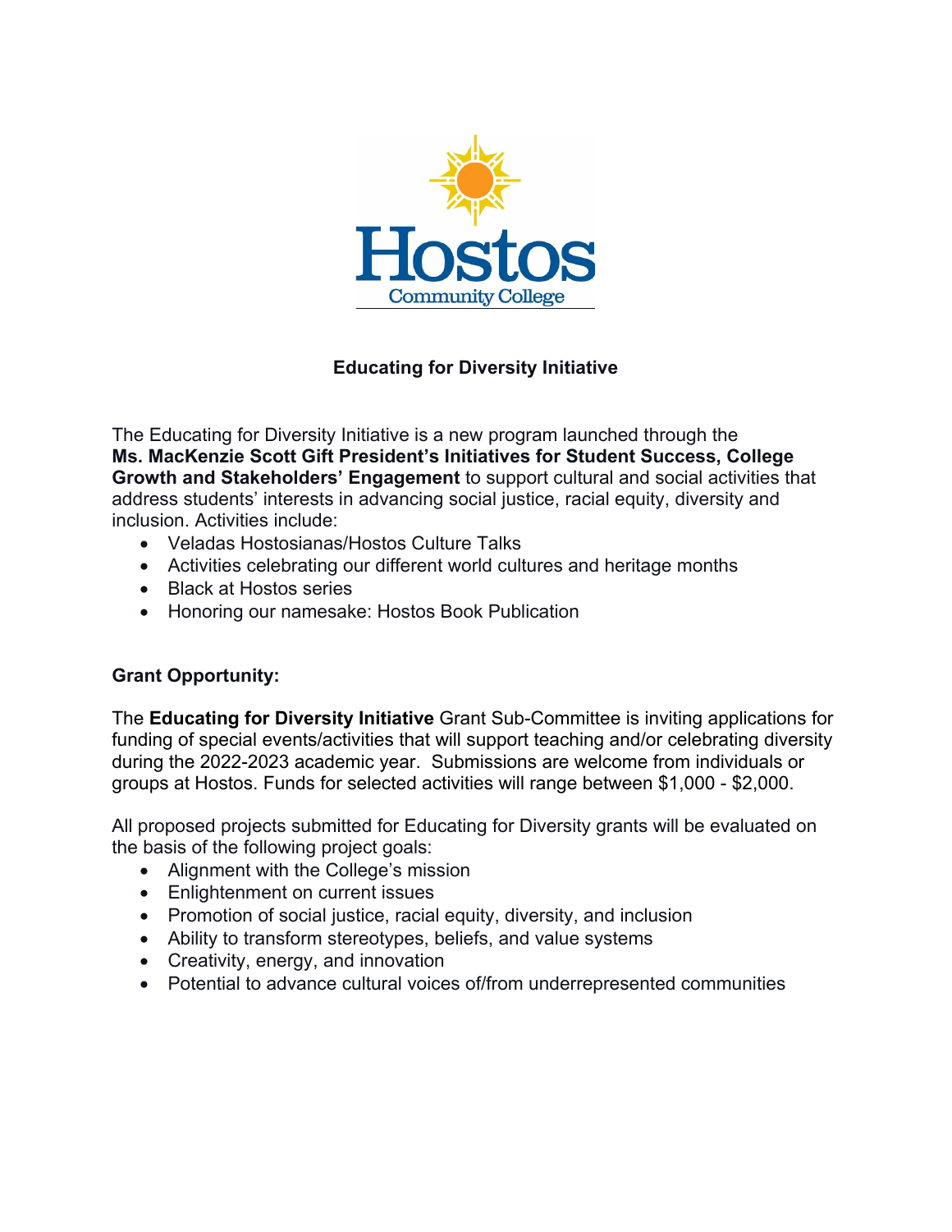# Educating for Diversity Initiative

The Educating for Diversity Initiative is a new program launched through the **Ms. MacKenzie Scott Gift President's Initiatives for Student Success, College Growth and Stakeholders' Engagement** to support cultural and social activities that address students' interests in advancing social justice, racial equity, diversity and inclusion. Activities include:

- Veladas Hostosianas/Hostos Culture Talks
- Activities celebrating our different world cultures and heritage months
- Black at Hostos series
- Honoring our namesake: Hostos Book Publication

## Grant Opportunity:

The **Educating for Diversity Initiative** Grant Sub-Committee is inviting applications for funding of special events/activities that will support teaching and/or celebrating diversity during the 2022-2023 academic year. Submissions are welcome from individuals or groups at Hostos. Funds for selected activities will range between $1,000 - $2,000.

All proposed projects submitted for Educating for Diversity grants will be evaluated on the basis of the following project goals:

- Alignment with the College's mission
- Enlightenment on current issues
- Promotion of social justice, racial equity, diversity, and inclusion
- Ability to transform stereotypes, beliefs, and value systems
- Creativity, energy, and innovation
- Potential to advance cultural voices of/from underrepresented communities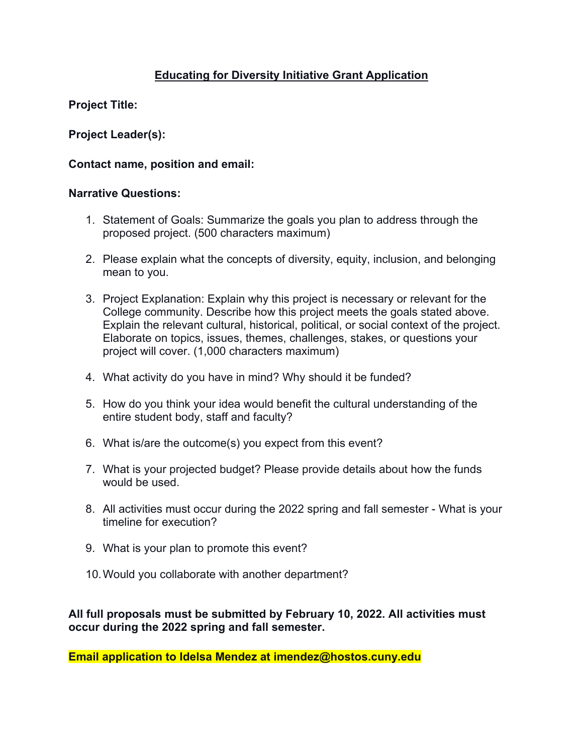# Educating for Diversity Initiative Grant Application

**Project Title:**

**Project Leader(s):**

**Contact name, position and email:**

**Narrative Questions:**

1. Statement of Goals: Summarize the goals you plan to address through the proposed project. (500 characters maximum)

2. Please explain what the concepts of diversity, equity, inclusion, and belonging mean to you.

3. Project Explanation: Explain why this project is necessary or relevant for the College community. Describe how this project meets the goals stated above. Explain the relevant cultural, historical, political, or social context of the project. Elaborate on topics, issues, themes, challenges, stakes, or questions your project will cover. (1,000 characters maximum)

4. What activity do you have in mind? Why should it be funded?

5. How do you think your idea would benefit the cultural understanding of the entire student body, staff and faculty?

6. What is/are the outcome(s) you expect from this event?

7. What is your projected budget? Please provide details about how the funds would be used.

8. All activities must occur during the 2022 spring and fall semester - What is your timeline for execution?

9. What is your plan to promote this event?

10. Would you collaborate with another department?

**All full proposals must be submitted by February 10, 2022. All activities must occur during the 2022 spring and fall semester.**

**Email application to Idelsa Mendez at imendez@hostos.cuny.edu**